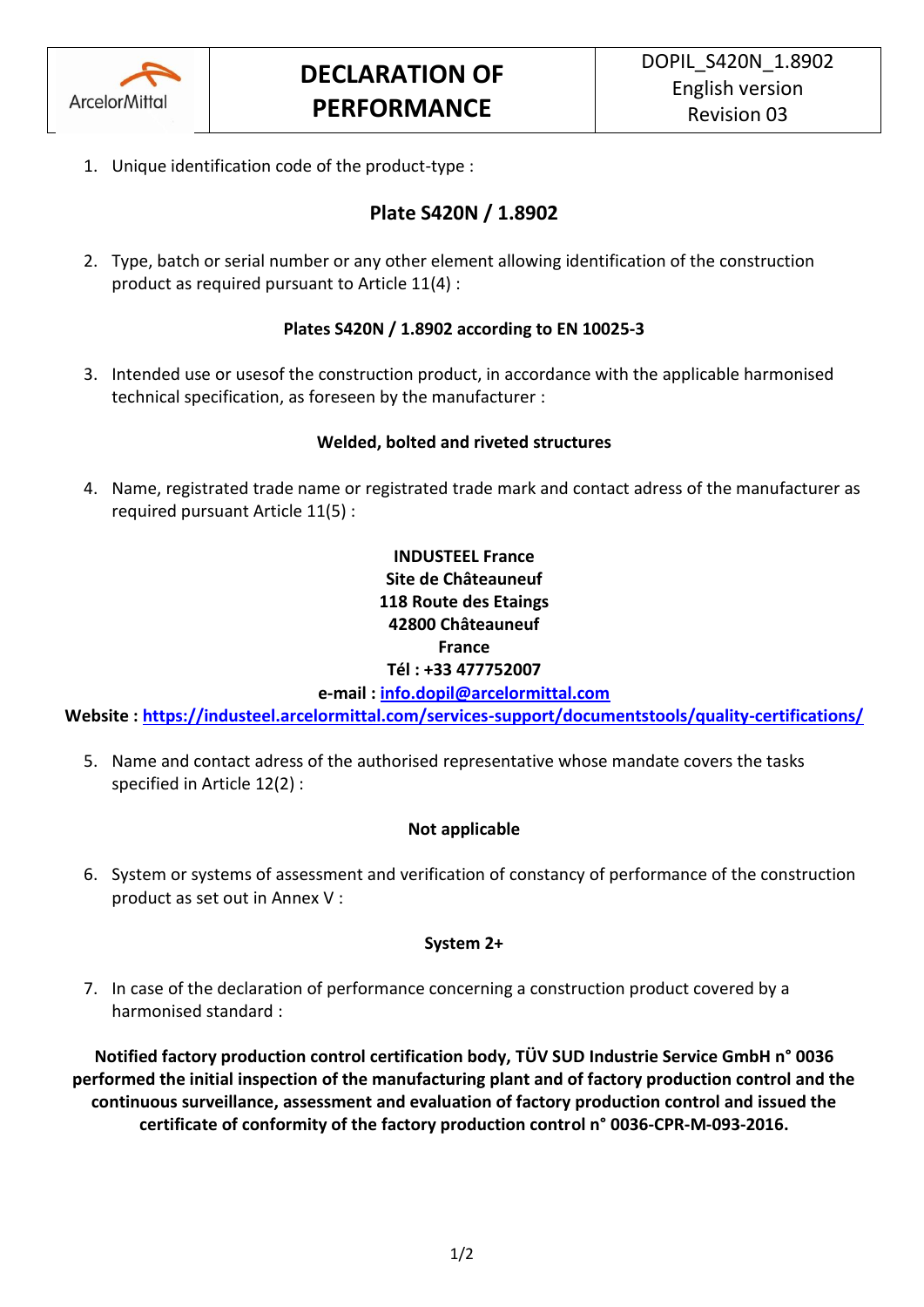| ArcelorMittal | **DECLARATION OF PERFORMANCE** | DOPIL_S420N_1.8902<br>English version<br>Revision 03 |
|---|---|---|

1. Unique identification code of the product-type :

## Plate S420N / 1.8902

2. Type, batch or serial number or any other element allowing identification of the construction product as required pursuant to Article 11(4) :

**Plates S420N / 1.8902 according to EN 10025-3**

3. Intended use or usesof the construction product, in accordance with the applicable harmonised technical specification, as foreseen by the manufacturer :

**Welded, bolted and riveted structures**

4. Name, registrated trade name or registrated trade mark and contact adress of the manufacturer as required pursuant Article 11(5) :

**INDUSTEEL France**
**Site de Châteauneuf**
**118 Route des Etaings**
**42800 Châteauneuf**
**France**
**Tél : +33 477752007**
**e-mail : info.dopil@arcelormittal.com**
**Website : https://industeel.arcelormittal.com/services-support/documentstools/quality-certifications/**

5. Name and contact adress of the authorised representative whose mandate covers the tasks specified in Article 12(2) :

**Not applicable**

6. System or systems of assessment and verification of constancy of performance of the construction product as set out in Annex V :

**System 2+**

7. In case of the declaration of performance concerning a construction product covered by a harmonised standard :

**Notified factory production control certification body, TÜV SUD Industrie Service GmbH n° 0036 performed the initial inspection of the manufacturing plant and of factory production control and the continuous surveillance, assessment and evaluation of factory production control and issued the certificate of conformity of the factory production control n° 0036-CPR-M-093-2016.**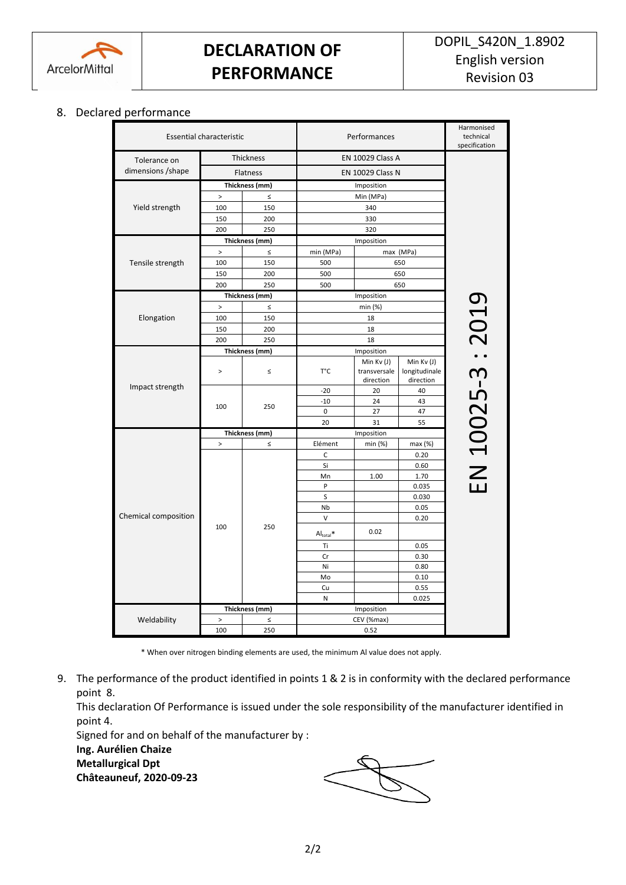## 8. Declared performance

| Essential characteristic | | | Performances | | | Harmonised technical specification |
|---|---|---|---|---|---|---|
| Tolerance on dimensions /shape | Thickness | | EN 10029 Class A | | | EN 10025-3 : 2019 |
| | Flatness | | EN 10029 Class N | | | |
| Yield strength | **Thickness (mm)** | | Imposition | | | |
| | > | ≤ | Min (MPa) | | | |
| | 100 | 150 | 340 | | | |
| | 150 | 200 | 330 | | | |
| | 200 | 250 | 320 | | | |
| Tensile strength | **Thickness (mm)** | | Imposition | | | |
| | > | ≤ | min (MPa) | max (MPa) | | |
| | 100 | 150 | 500 | 650 | | |
| | 150 | 200 | 500 | 650 | | |
| | 200 | 250 | 500 | 650 | | |
| Elongation | **Thickness (mm)** | | Imposition | | | |
| | > | ≤ | min (%) | | | |
| | 100 | 150 | 18 | | | |
| | 150 | 200 | 18 | | | |
| | 200 | 250 | 18 | | | |
| Impact strength | **Thickness (mm)** | | Imposition | | | |
| | > | ≤ | T°C | Min Kv (J) transversale direction | Min Kv (J) longitudinale direction | |
| | 100 | 250 | -20 | 20 | 40 | |
| | | | -10 | 24 | 43 | |
| | | | 0 | 27 | 47 | |
| | | | 20 | 31 | 55 | |
| Chemical composition | **Thickness (mm)** | | Imposition | | | |
| | > | ≤ | Elément | min (%) | max (%) | |
| | 100 | 250 | C | | 0.20 | |
| | | | Si | | 0.60 | |
| | | | Mn | 1.00 | 1.70 | |
| | | | P | | 0.035 | |
| | | | S | | 0.030 | |
| | | | Nb | | 0.05 | |
| | | | V | | 0.20 | |
| | | | $Al_{total}$* | 0.02 | | |
| | | | Ti | | 0.05 | |
| | | | Cr | | 0.30 | |
| | | | Ni | | 0.80 | |
| | | | Mo | | 0.10 | |
| | | | Cu | | 0.55 | |
| | | | N | | 0.025 | |
| Weldability | **Thickness (mm)** | | Imposition | | | |
| | > | ≤ | CEV (%max) | | | |
| | 100 | 250 | 0.52 | | | |

\* When over nitrogen binding elements are used, the minimum Al value does not apply.

9. The performance of the product identified in points 1 & 2 is in conformity with the declared performance point 8.
   This declaration Of Performance is issued under the sole responsibility of the manufacturer identified in point 4.
   Signed for and on behalf of the manufacturer by :
   **Ing. Aurélien Chaize**
   **Metallurgical Dpt**
   **Châteauneuf, 2020-09-23**